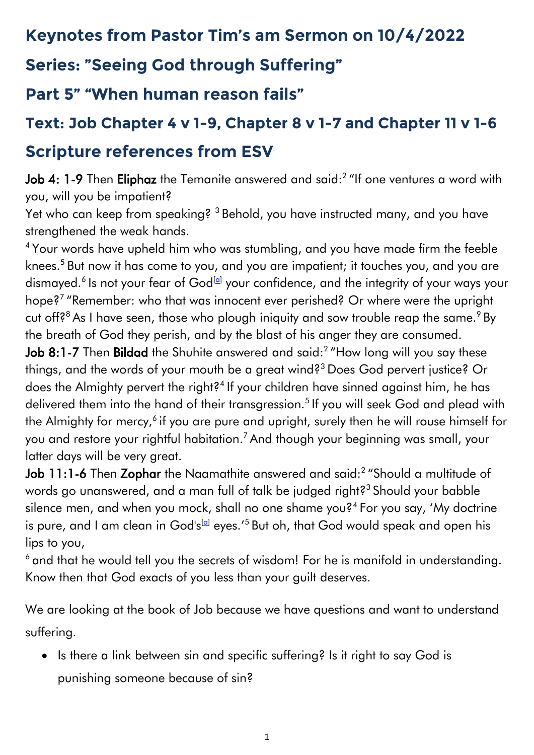# Keynotes from Pastor Tim's am Sermon on 10/4/2022

## Series: "Seeing God through Suffering"

## Part 5" "When human reason fails"

## Text: Job Chapter 4 v 1-9, Chapter 8 v 1-7 and Chapter 11 v 1-6

## Scripture references from ESV

**Job 4: 1-9** Then **Eliphaz** the Temanite answered and said:[2] "If one ventures a word with you, will you be impatient?
Yet who can keep from speaking? [3] Behold, you have instructed many, and you have strengthened the weak hands.
[4] Your words have upheld him who was stumbling, and you have made firm the feeble knees.[5] But now it has come to you, and you are impatient; it touches you, and you are dismayed.[6] Is not your fear of God[a] your confidence, and the integrity of your ways your hope?[7] "Remember: who that was innocent ever perished? Or where were the upright cut off?[8] As I have seen, those who plough iniquity and sow trouble reap the same.[9] By the breath of God they perish, and by the blast of his anger they are consumed.
**Job 8:1-7** Then **Bildad** the Shuhite answered and said:[2] "How long will you say these things, and the words of your mouth be a great wind?[3] Does God pervert justice? Or does the Almighty pervert the right?[4] If your children have sinned against him, he has delivered them into the hand of their transgression.[5] If you will seek God and plead with the Almighty for mercy,[6] if you are pure and upright, surely then he will rouse himself for you and restore your rightful habitation.[7] And though your beginning was small, your latter days will be very great.
**Job 11:1-6** Then **Zophar** the Naamathite answered and said:[2] "Should a multitude of words go unanswered, and a man full of talk be judged right?[3] Should your babble silence men, and when you mock, shall no one shame you?[4] For you say, 'My doctrine is pure, and I am clean in God's[a] eyes.'[5] But oh, that God would speak and open his lips to you,
[6] and that he would tell you the secrets of wisdom! For he is manifold in understanding. Know then that God exacts of you less than your guilt deserves.

We are looking at the book of Job because we have questions and want to understand suffering.

- Is there a link between sin and specific suffering? Is it right to say God is punishing someone because of sin?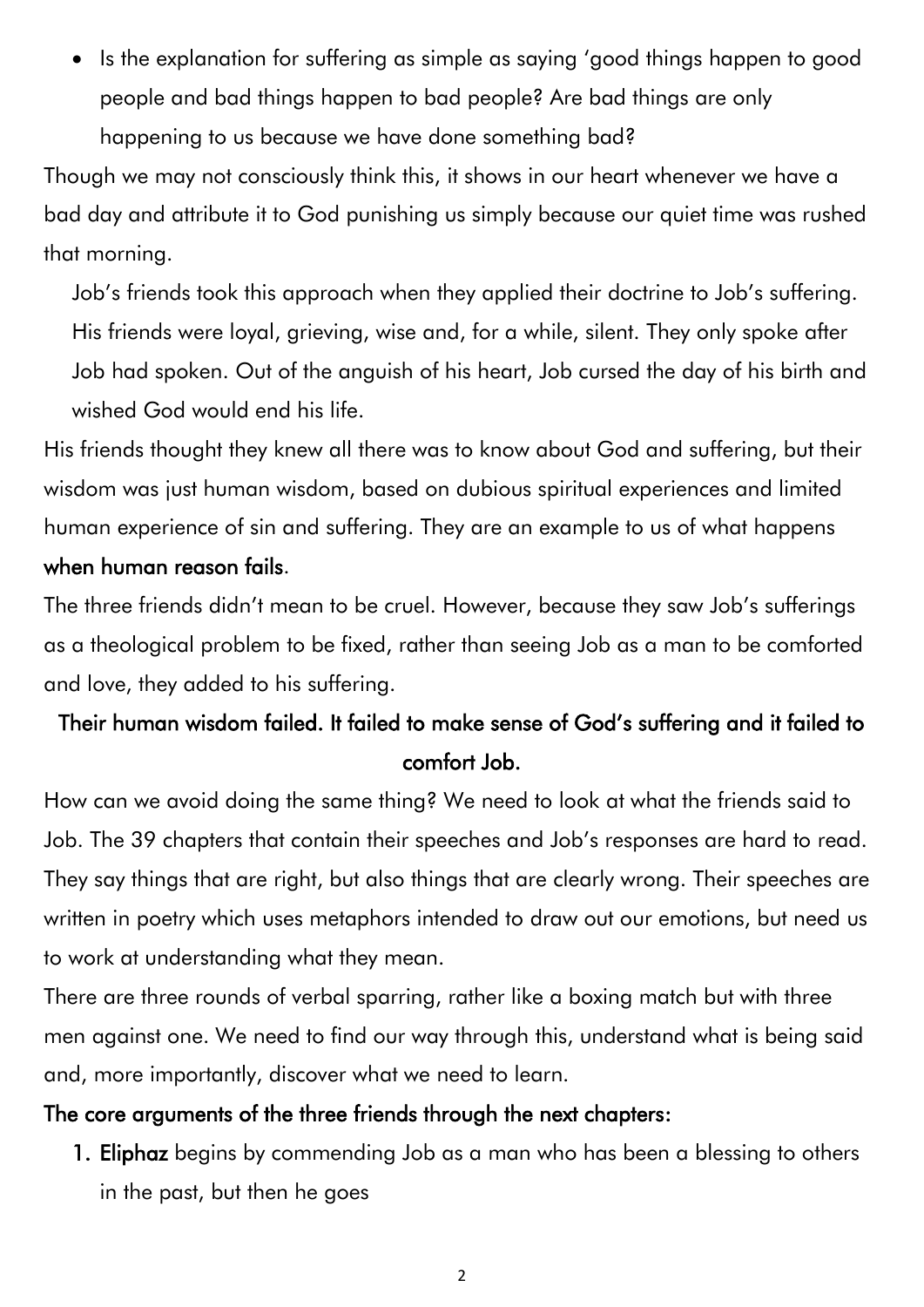- Is the explanation for suffering as simple as saying 'good things happen to good people and bad things happen to bad people? Are bad things are only happening to us because we have done something bad?

Though we may not consciously think this, it shows in our heart whenever we have a bad day and attribute it to God punishing us simply because our quiet time was rushed that morning.

> Job's friends took this approach when they applied their doctrine to Job's suffering. His friends were loyal, grieving, wise and, for a while, silent. They only spoke after Job had spoken. Out of the anguish of his heart, Job cursed the day of his birth and wished God would end his life.

His friends thought they knew all there was to know about God and suffering, but their wisdom was just human wisdom, based on dubious spiritual experiences and limited human experience of sin and suffering. They are an example to us of what happens **when human reason fails**.

The three friends didn't mean to be cruel. However, because they saw Job's sufferings as a theological problem to be fixed, rather than seeing Job as a man to be comforted and love, they added to his suffering.

**Their human wisdom failed. It failed to make sense of God's suffering and it failed to comfort Job.**

How can we avoid doing the same thing? We need to look at what the friends said to Job. The 39 chapters that contain their speeches and Job's responses are hard to read. They say things that are right, but also things that are clearly wrong. Their speeches are written in poetry which uses metaphors intended to draw out our emotions, but need us to work at understanding what they mean.

There are three rounds of verbal sparring, rather like a boxing match but with three men against one. We need to find our way through this, understand what is being said and, more importantly, discover what we need to learn.

**The core arguments of the three friends through the next chapters:**

1. **Eliphaz** begins by commending Job as a man who has been a blessing to others in the past, but then he goes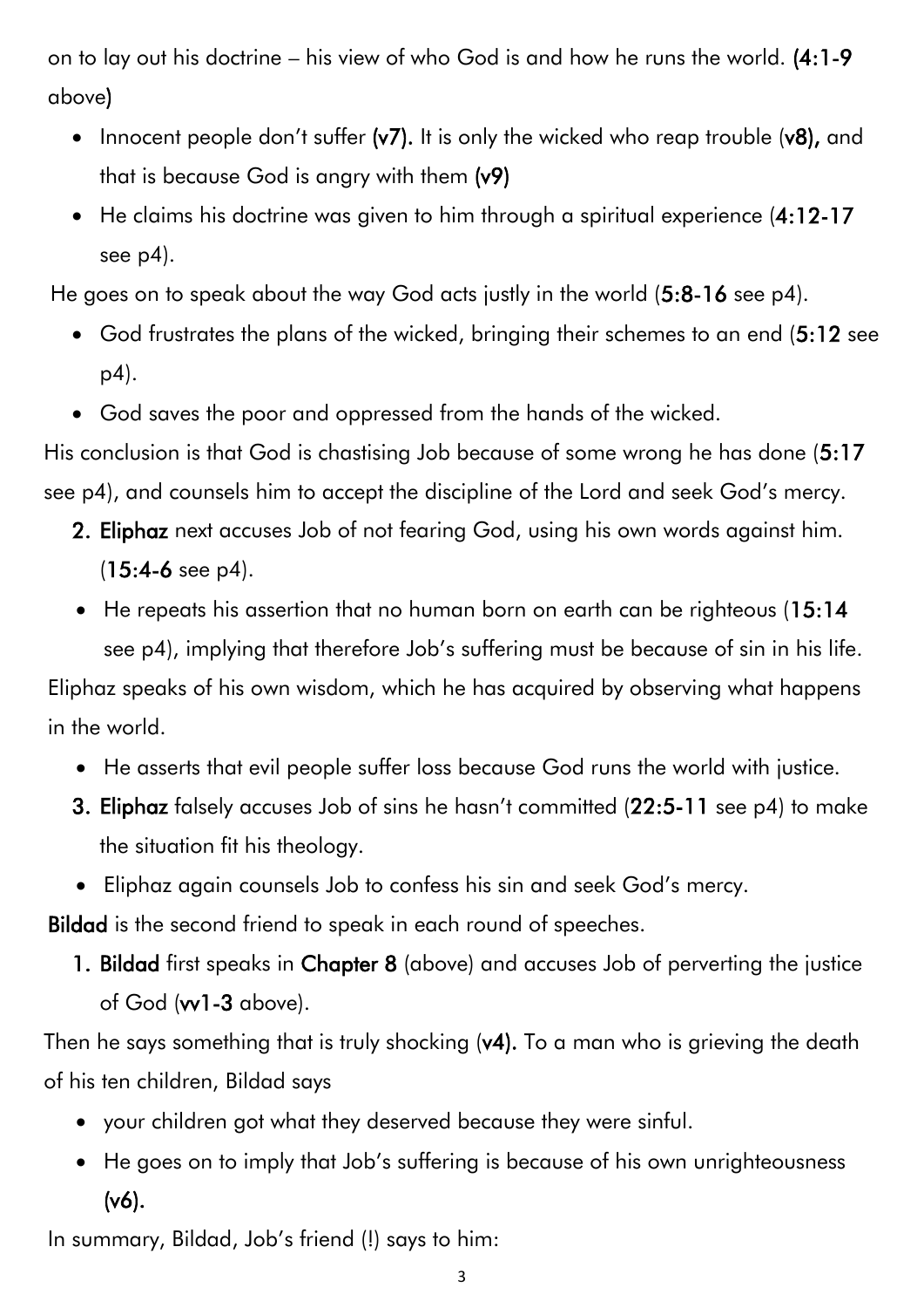on to lay out his doctrine – his view of who God is and how he runs the world. **(4:1-9** above**)**

- Innocent people don't suffer **(v7).** It is only the wicked who reap trouble (**v8),** and that is because God is angry with them **(v9)**
- He claims his doctrine was given to him through a spiritual experience (**4:12-17** see p4).

He goes on to speak about the way God acts justly in the world (**5:8-16** see p4).

- God frustrates the plans of the wicked, bringing their schemes to an end (**5:12** see p4).
- God saves the poor and oppressed from the hands of the wicked.

His conclusion is that God is chastising Job because of some wrong he has done (**5:17** see p4), and counsels him to accept the discipline of the Lord and seek God's mercy.

2. **Eliphaz** next accuses Job of not fearing God, using his own words against him. (**15:4-6** see p4).

- He repeats his assertion that no human born on earth can be righteous (**15:14** see p4), implying that therefore Job's suffering must be because of sin in his life.

Eliphaz speaks of his own wisdom, which he has acquired by observing what happens in the world.

- He asserts that evil people suffer loss because God runs the world with justice.

3. **Eliphaz** falsely accuses Job of sins he hasn't committed (**22:5-11** see p4) to make the situation fit his theology.

- Eliphaz again counsels Job to confess his sin and seek God's mercy.

**Bildad** is the second friend to speak in each round of speeches.

1. **Bildad** first speaks in **Chapter 8** (above) and accuses Job of perverting the justice of God (**vv1-3** above).

Then he says something that is truly shocking (**v4).** To a man who is grieving the death of his ten children, Bildad says

- your children got what they deserved because they were sinful.
- He goes on to imply that Job's suffering is because of his own unrighteousness **(v6).**

In summary, Bildad, Job's friend (!) says to him: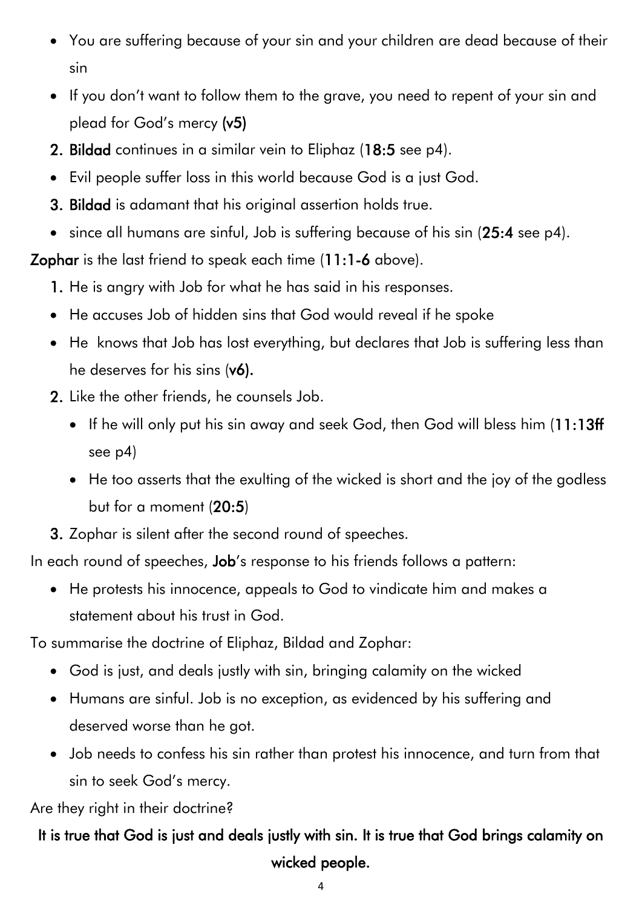- You are suffering because of your sin and your children are dead because of their sin
- If you don't want to follow them to the grave, you need to repent of your sin and plead for God's mercy **(v5)**

2. **Bildad** continues in a similar vein to Eliphaz (**18:5** see p4).

- Evil people suffer loss in this world because God is a just God.

3. **Bildad** is adamant that his original assertion holds true.

- since all humans are sinful, Job is suffering because of his sin (**25:4** see p4).

**Zophar** is the last friend to speak each time (**11:1-6** above).

1. He is angry with Job for what he has said in his responses.

- He accuses Job of hidden sins that God would reveal if he spoke
- He knows that Job has lost everything, but declares that Job is suffering less than he deserves for his sins (**v6).**

2. Like the other friends, he counsels Job.
   - If he will only put his sin away and seek God, then God will bless him (**11:13ff** see p4)
   - He too asserts that the exulting of the wicked is short and the joy of the godless but for a moment (**20:5**)
3. Zophar is silent after the second round of speeches.

In each round of speeches, **Job**'s response to his friends follows a pattern:

- He protests his innocence, appeals to God to vindicate him and makes a statement about his trust in God.

To summarise the doctrine of Eliphaz, Bildad and Zophar:

- God is just, and deals justly with sin, bringing calamity on the wicked
- Humans are sinful. Job is no exception, as evidenced by his suffering and deserved worse than he got.
- Job needs to confess his sin rather than protest his innocence, and turn from that sin to seek God's mercy.

Are they right in their doctrine?

**It is true that God is just and deals justly with sin. It is true that God brings calamity on wicked people.**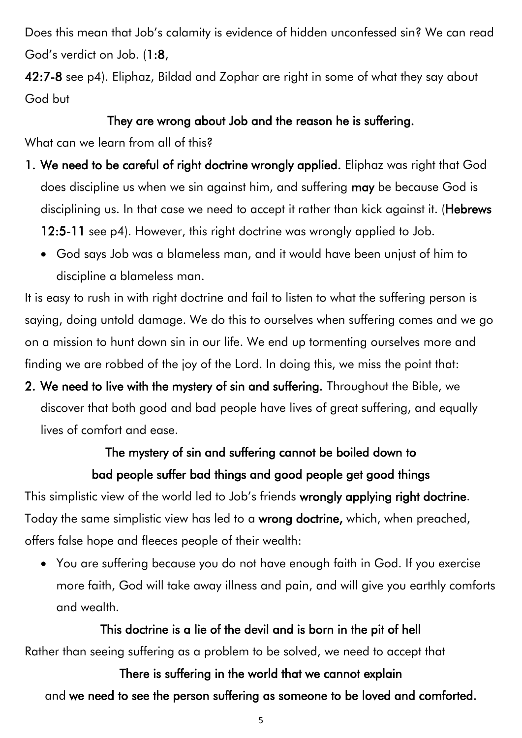Does this mean that Job's calamity is evidence of hidden unconfessed sin? We can read God's verdict on Job. (**1:8**, **42:7-8** see p4). Eliphaz, Bildad and Zophar are right in some of what they say about God but

**They are wrong about Job and the reason he is suffering.**

What can we learn from all of this?

1. **We need to be careful of right doctrine wrongly applied.** Eliphaz was right that God does discipline us when we sin against him, and suffering **may** be because God is disciplining us. In that case we need to accept it rather than kick against it. (**Hebrews 12:5-11** see p4). However, this right doctrine was wrongly applied to Job.
   - God says Job was a blameless man, and it would have been unjust of him to discipline a blameless man.

It is easy to rush in with right doctrine and fail to listen to what the suffering person is saying, doing untold damage. We do this to ourselves when suffering comes and we go on a mission to hunt down sin in our life. We end up tormenting ourselves more and finding we are robbed of the joy of the Lord. In doing this, we miss the point that:

2. **We need to live with the mystery of sin and suffering.** Throughout the Bible, we discover that both good and bad people have lives of great suffering, and equally lives of comfort and ease.

**The mystery of sin and suffering cannot be boiled down to bad people suffer bad things and good people get good things**

This simplistic view of the world led to Job's friends **wrongly applying right doctrine**. Today the same simplistic view has led to a **wrong doctrine,** which, when preached, offers false hope and fleeces people of their wealth:

- You are suffering because you do not have enough faith in God. If you exercise more faith, God will take away illness and pain, and will give you earthly comforts and wealth.

**This doctrine is a lie of the devil and is born in the pit of hell**

Rather than seeing suffering as a problem to be solved, we need to accept that

**There is suffering in the world that we cannot explain**

and **we need to see the person suffering as someone to be loved and comforted.**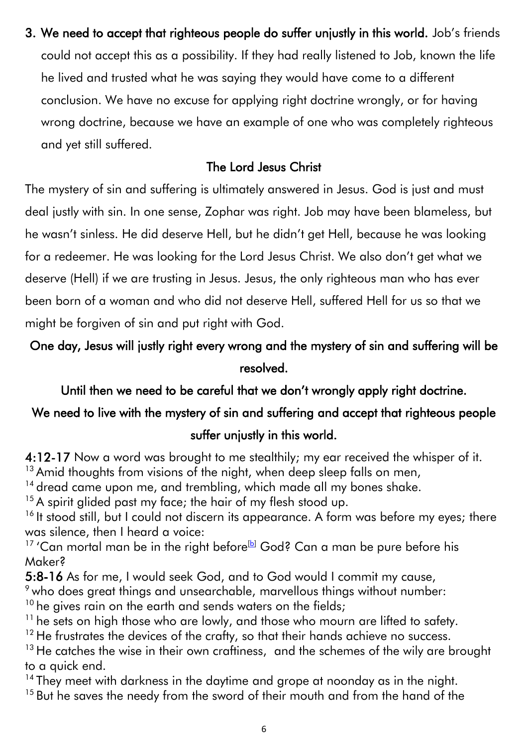3. **We need to accept that righteous people do suffer unjustly in this world.** Job's friends could not accept this as a possibility. If they had really listened to Job, known the life he lived and trusted what he was saying they would have come to a different conclusion. We have no excuse for applying right doctrine wrongly, or for having wrong doctrine, because we have an example of one who was completely righteous and yet still suffered.

## The Lord Jesus Christ

The mystery of sin and suffering is ultimately answered in Jesus. God is just and must deal justly with sin. In one sense, Zophar was right. Job may have been blameless, but he wasn't sinless. He did deserve Hell, but he didn't get Hell, because he was looking for a redeemer. He was looking for the Lord Jesus Christ. We also don't get what we deserve (Hell) if we are trusting in Jesus. Jesus, the only righteous man who has ever been born of a woman and who did not deserve Hell, suffered Hell for us so that we might be forgiven of sin and put right with God.

**One day, Jesus will justly right every wrong and the mystery of sin and suffering will be resolved.**

**Until then we need to be careful that we don't wrongly apply right doctrine.**

**We need to live with the mystery of sin and suffering and accept that righteous people suffer unjustly in this world.**

**4:12-17** Now a word was brought to me stealthily; my ear received the whisper of it.
[13] Amid thoughts from visions of the night, when deep sleep falls on men,
[14] dread came upon me, and trembling, which made all my bones shake.
[15] A spirit glided past my face; the hair of my flesh stood up.
[16] It stood still, but I could not discern its appearance. A form was before my eyes; there was silence, then I heard a voice:
[17] 'Can mortal man be in the right before[b] God? Can a man be pure before his Maker?

**5:8-16** As for me, I would seek God, and to God would I commit my cause,
[9] who does great things and unsearchable, marvellous things without number:
[10] he gives rain on the earth and sends waters on the fields;
[11] he sets on high those who are lowly, and those who mourn are lifted to safety.
[12] He frustrates the devices of the crafty, so that their hands achieve no success.
[13] He catches the wise in their own craftiness, and the schemes of the wily are brought to a quick end.
[14] They meet with darkness in the daytime and grope at noonday as in the night.
[15] But he saves the needy from the sword of their mouth and from the hand of the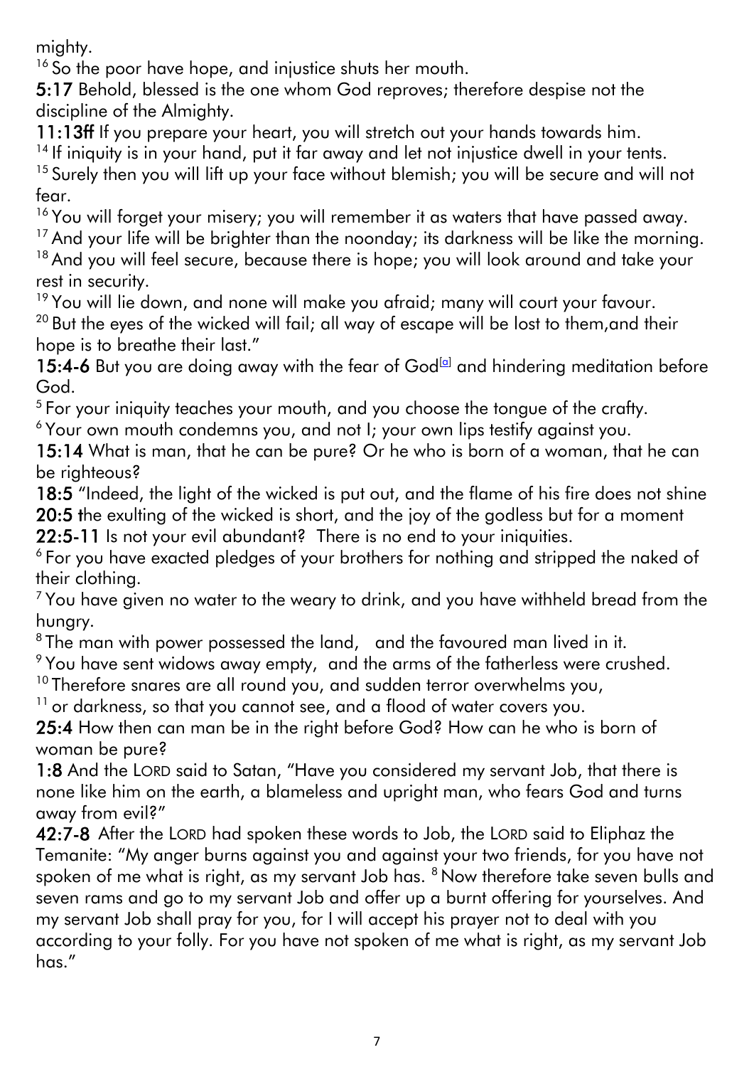mighty.

[16] So the poor have hope, and injustice shuts her mouth.

**5:17** Behold, blessed is the one whom God reproves; therefore despise not the discipline of the Almighty.

**11:13ff** If you prepare your heart, you will stretch out your hands towards him.
[14] If iniquity is in your hand, put it far away and let not injustice dwell in your tents.
[15] Surely then you will lift up your face without blemish; you will be secure and will not fear.
[16] You will forget your misery; you will remember it as waters that have passed away.
[17] And your life will be brighter than the noonday; its darkness will be like the morning.
[18] And you will feel secure, because there is hope; you will look around and take your rest in security.
[19] You will lie down, and none will make you afraid; many will court your favour.
[20] But the eyes of the wicked will fail; all way of escape will be lost to them,and their hope is to breathe their last."

**15:4-6** But you are doing away with the fear of God[a] and hindering meditation before God.
[5] For your iniquity teaches your mouth, and you choose the tongue of the crafty.
[6] Your own mouth condemns you, and not I; your own lips testify against you.

**15:14** What is man, that he can be pure? Or he who is born of a woman, that he can be righteous?

**18:5** "Indeed, the light of the wicked is put out, and the flame of his fire does not shine
**20:5 t**he exulting of the wicked is short, and the joy of the godless but for a moment
**22:5-11** Is not your evil abundant? There is no end to your iniquities.
[6] For you have exacted pledges of your brothers for nothing and stripped the naked of their clothing.
[7] You have given no water to the weary to drink, and you have withheld bread from the hungry.
[8] The man with power possessed the land, and the favoured man lived in it.
[9] You have sent widows away empty, and the arms of the fatherless were crushed.
[10] Therefore snares are all round you, and sudden terror overwhelms you,
[11] or darkness, so that you cannot see, and a flood of water covers you.

**25:4** How then can man be in the right before God? How can he who is born of woman be pure?

**1:8** And the LORD said to Satan, "Have you considered my servant Job, that there is none like him on the earth, a blameless and upright man, who fears God and turns away from evil?"

**42:7-8** After the LORD had spoken these words to Job, the LORD said to Eliphaz the Temanite: "My anger burns against you and against your two friends, for you have not spoken of me what is right, as my servant Job has. [8] Now therefore take seven bulls and seven rams and go to my servant Job and offer up a burnt offering for yourselves. And my servant Job shall pray for you, for I will accept his prayer not to deal with you according to your folly. For you have not spoken of me what is right, as my servant Job has."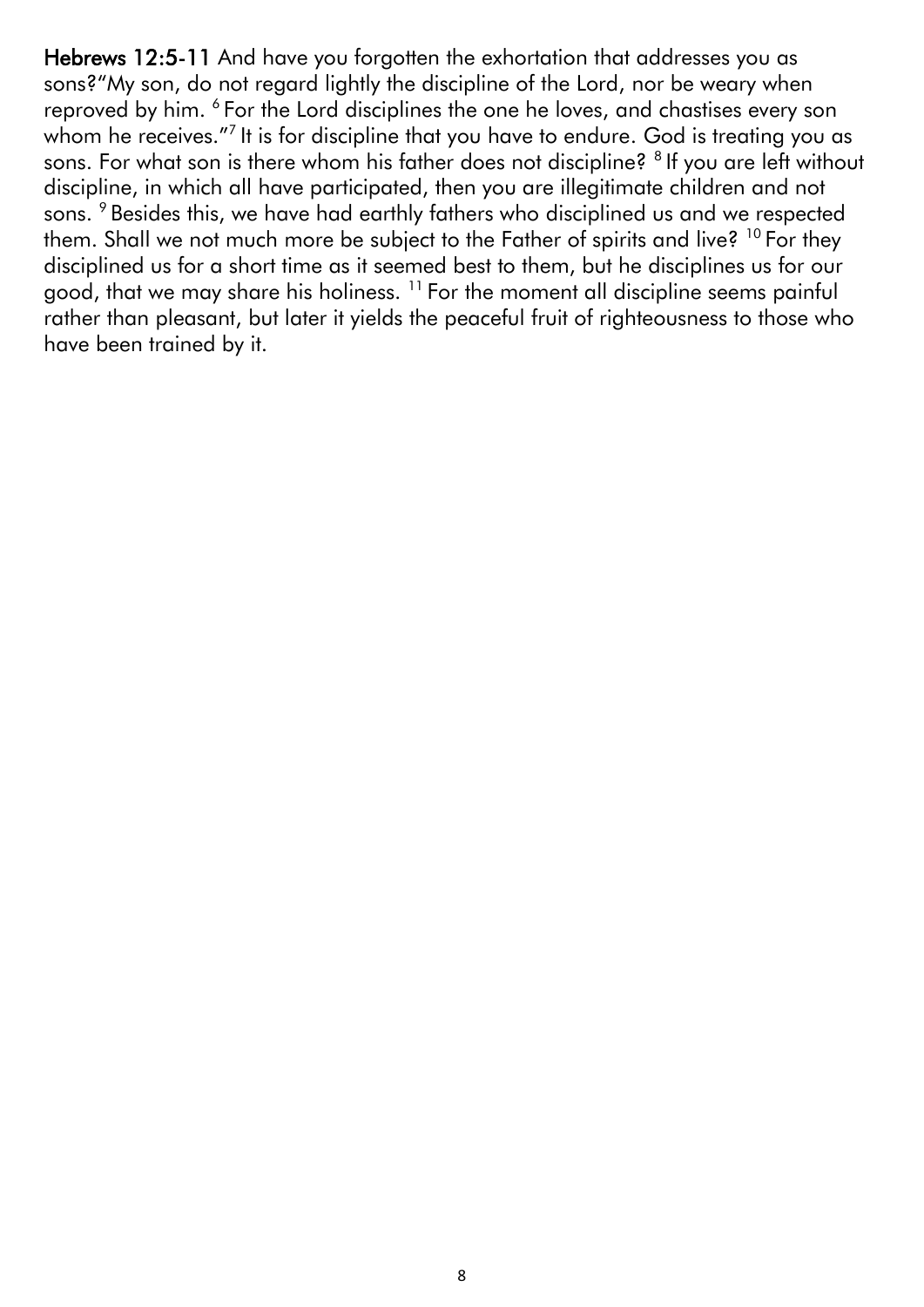**Hebrews 12:5-11** And have you forgotten the exhortation that addresses you as sons?"My son, do not regard lightly the discipline of the Lord, nor be weary when reproved by him. [6] For the Lord disciplines the one he loves, and chastises every son whom he receives."[7] It is for discipline that you have to endure. God is treating you as sons. For what son is there whom his father does not discipline? [8] If you are left without discipline, in which all have participated, then you are illegitimate children and not sons. [9] Besides this, we have had earthly fathers who disciplined us and we respected them. Shall we not much more be subject to the Father of spirits and live? [10] For they disciplined us for a short time as it seemed best to them, but he disciplines us for our good, that we may share his holiness. [11] For the moment all discipline seems painful rather than pleasant, but later it yields the peaceful fruit of righteousness to those who have been trained by it.